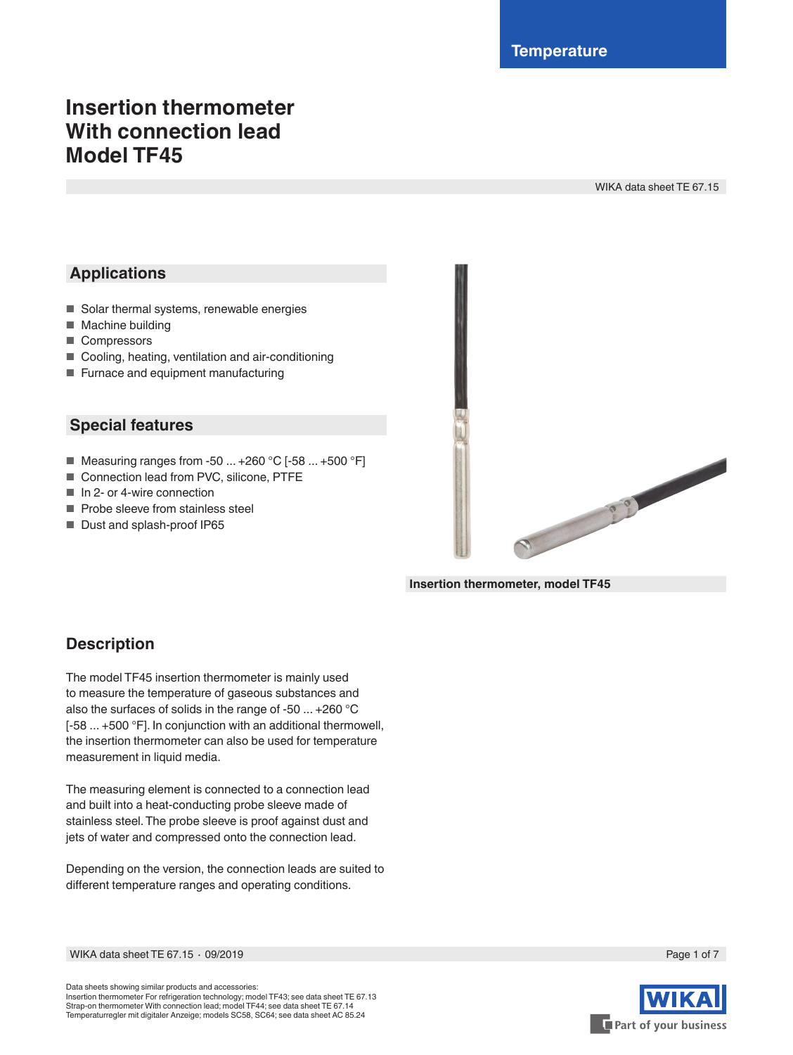Temperature

# Insertion thermometer
# With connection lead
# Model TF45

WIKA data sheet TE 67.15

## Applications

- Solar thermal systems, renewable energies
- Machine building
- Compressors
- Cooling, heating, ventilation and air-conditioning
- Furnace and equipment manufacturing

## Special features

- Measuring ranges from -50 ... +260 °C [-58 ... +500 °F]
- Connection lead from PVC, silicone, PTFE
- In 2- or 4-wire connection
- Probe sleeve from stainless steel
- Dust and splash-proof IP65

**Insertion thermometer, model TF45**

## Description

The model TF45 insertion thermometer is mainly used to measure the temperature of gaseous substances and also the surfaces of solids in the range of -50 ... +260 °C [-58 ... +500 °F]. In conjunction with an additional thermowell, the insertion thermometer can also be used for temperature measurement in liquid media.

The measuring element is connected to a connection lead and built into a heat-conducting probe sleeve made of stainless steel. The probe sleeve is proof against dust and jets of water and compressed onto the connection lead.

Depending on the version, the connection leads are suited to different temperature ranges and operating conditions.

Data sheets showing similar products and accessories:
Insertion thermometer For refrigeration technology; model TF43; see data sheet TE 67.13
Strap-on thermometer With connection lead; model TF44; see data sheet TE 67.14
Temperaturregler mit digitaler Anzeige; models SC58, SC64; see data sheet AC 85.24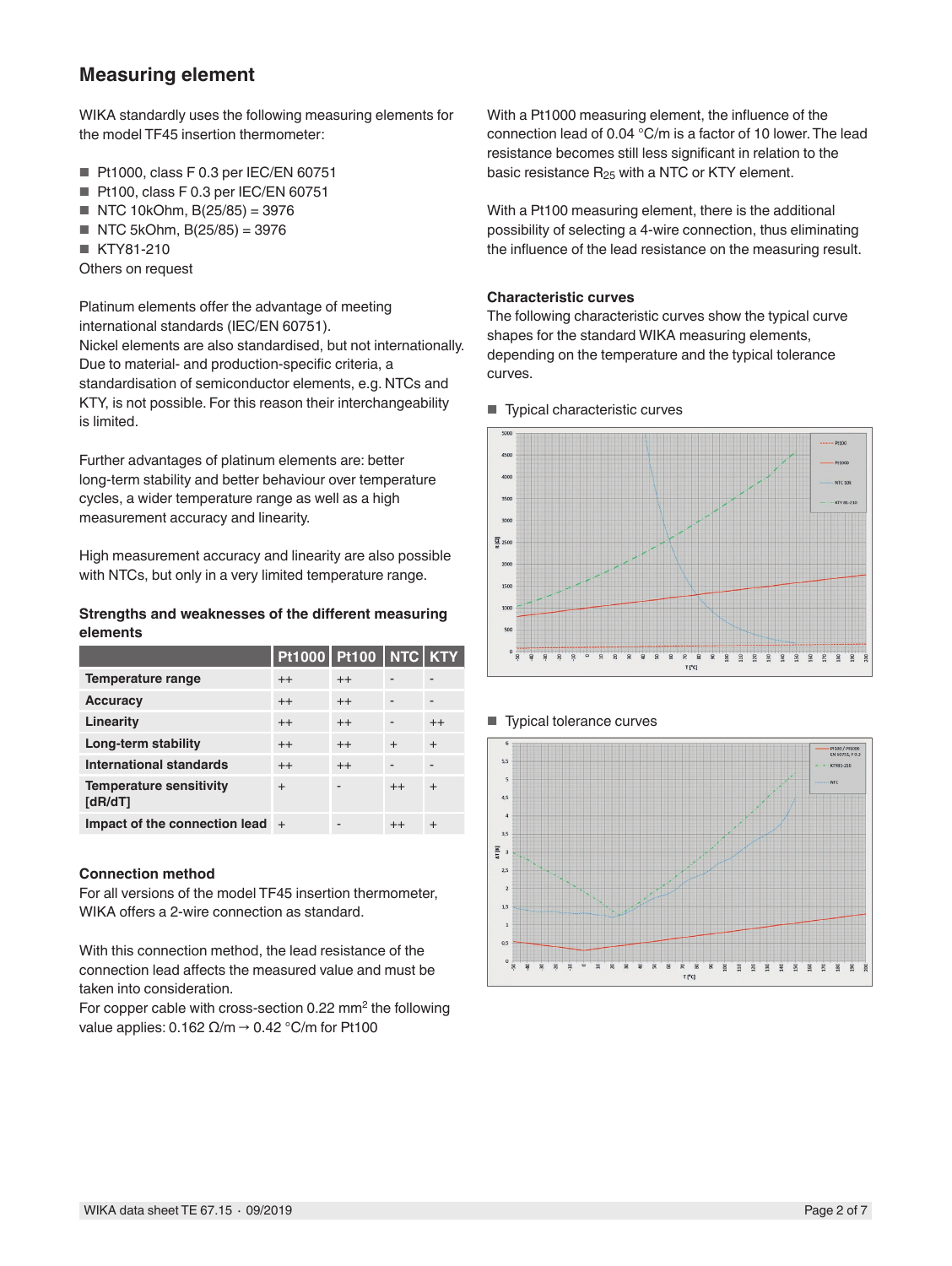## Measuring element

WIKA standardly uses the following measuring elements for the model TF45 insertion thermometer:

- Pt1000, class F 0.3 per IEC/EN 60751
- Pt100, class F 0.3 per IEC/EN 60751
- NTC 10kOhm, B(25/85) = 3976
- NTC 5kOhm, B(25/85) = 3976
- KTY81-210

Others on request

Platinum elements offer the advantage of meeting international standards (IEC/EN 60751).
Nickel elements are also standardised, but not internationally. Due to material- and production-specific criteria, a standardisation of semiconductor elements, e.g. NTCs and KTY, is not possible. For this reason their interchangeability is limited.

Further advantages of platinum elements are: better long-term stability and better behaviour over temperature cycles, a wider temperature range as well as a high measurement accuracy and linearity.

High measurement accuracy and linearity are also possible with NTCs, but only in a very limited temperature range.

### Strengths and weaknesses of the different measuring elements

| | Pt1000 | Pt100 | NTC | KTY |
|---|---|---|---|---|
| **Temperature range** | ++ | ++ | - | - |
| **Accuracy** | ++ | ++ | - | - |
| **Linearity** | ++ | ++ | - | ++ |
| **Long-term stability** | ++ | ++ | + | + |
| **International standards** | ++ | ++ | - | - |
| **Temperature sensitivity [dR/dT]** | + | - | ++ | + |
| **Impact of the connection lead** | + | - | ++ | + |

### Connection method

For all versions of the model TF45 insertion thermometer, WIKA offers a 2-wire connection as standard.

With this connection method, the lead resistance of the connection lead affects the measured value and must be taken into consideration.
For copper cable with cross-section 0.22 mm² the following value applies: 0.162 Ω/m → 0.42 °C/m for Pt100

With a Pt1000 measuring element, the influence of the connection lead of 0.04 °C/m is a factor of 10 lower. The lead resistance becomes still less significant in relation to the basic resistance $R_{25}$ with a NTC or KTY element.

With a Pt100 measuring element, there is the additional possibility of selecting a 4-wire connection, thus eliminating the influence of the lead resistance on the measuring result.

### Characteristic curves

The following characteristic curves show the typical curve shapes for the standard WIKA measuring elements, depending on the temperature and the typical tolerance curves.

- Typical characteristic curves

- Typical tolerance curves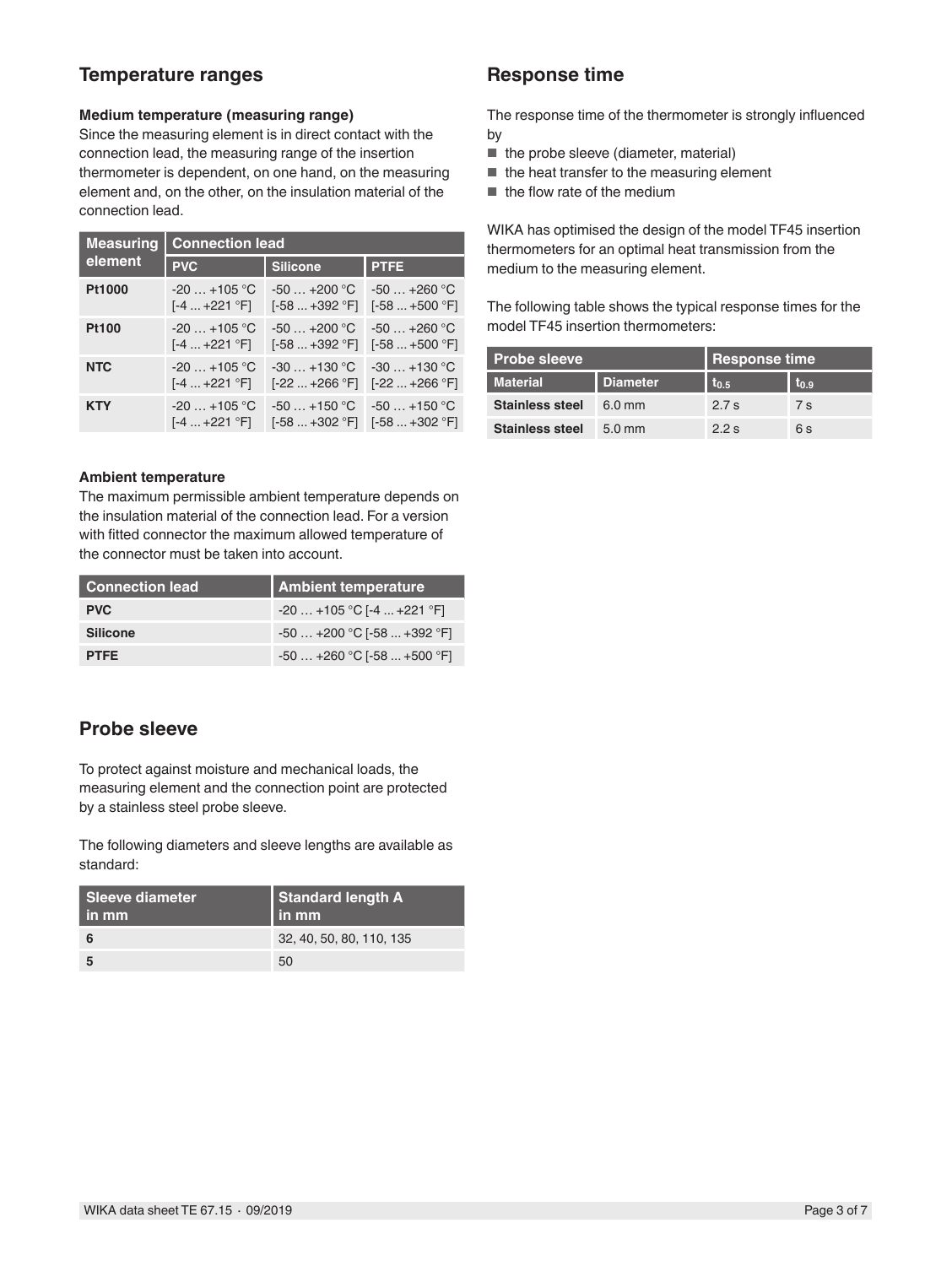## Temperature ranges

### Medium temperature (measuring range)

Since the measuring element is in direct contact with the connection lead, the measuring range of the insertion thermometer is dependent, on one hand, on the measuring element and, on the other, on the insulation material of the connection lead.

| Measuring element | Connection lead | | |
|---|---|---|---|
| | PVC | Silicone | PTFE |
| **Pt1000** | -20 … +105 °C [-4 ... +221 °F] | -50 … +200 °C [-58 ... +392 °F] | -50 … +260 °C [-58 ... +500 °F] |
| **Pt100** | -20 … +105 °C [-4 ... +221 °F] | -50 … +200 °C [-58 ... +392 °F] | -50 … +260 °C [-58 ... +500 °F] |
| **NTC** | -20 … +105 °C [-4 ... +221 °F] | -30 … +130 °C [-22 ... +266 °F] | -30 … +130 °C [-22 ... +266 °F] |
| **KTY** | -20 … +105 °C [-4 ... +221 °F] | -50 … +150 °C [-58 ... +302 °F] | -50 … +150 °C [-58 ... +302 °F] |

### Ambient temperature

The maximum permissible ambient temperature depends on the insulation material of the connection lead. For a version with fitted connector the maximum allowed temperature of the connector must be taken into account.

| Connection lead | Ambient temperature |
|---|---|
| **PVC** | -20 … +105 °C [-4 ... +221 °F] |
| **Silicone** | -50 … +200 °C [-58 ... +392 °F] |
| **PTFE** | -50 … +260 °C [-58 ... +500 °F] |

## Probe sleeve

To protect against moisture and mechanical loads, the measuring element and the connection point are protected by a stainless steel probe sleeve.

The following diameters and sleeve lengths are available as standard:

| Sleeve diameter in mm | Standard length A in mm |
|---|---|
| **6** | 32, 40, 50, 80, 110, 135 |
| **5** | 50 |

## Response time

The response time of the thermometer is strongly influenced by

- the probe sleeve (diameter, material)
- the heat transfer to the measuring element
- the flow rate of the medium

WIKA has optimised the design of the model TF45 insertion thermometers for an optimal heat transmission from the medium to the measuring element.

The following table shows the typical response times for the model TF45 insertion thermometers:

| Probe sleeve | | Response time | |
|---|---|---|---|
| Material | Diameter | $t_{0.5}$ | $t_{0.9}$ |
| **Stainless steel** | 6.0 mm | 2.7 s | 7 s |
| **Stainless steel** | 5.0 mm | 2.2 s | 6 s |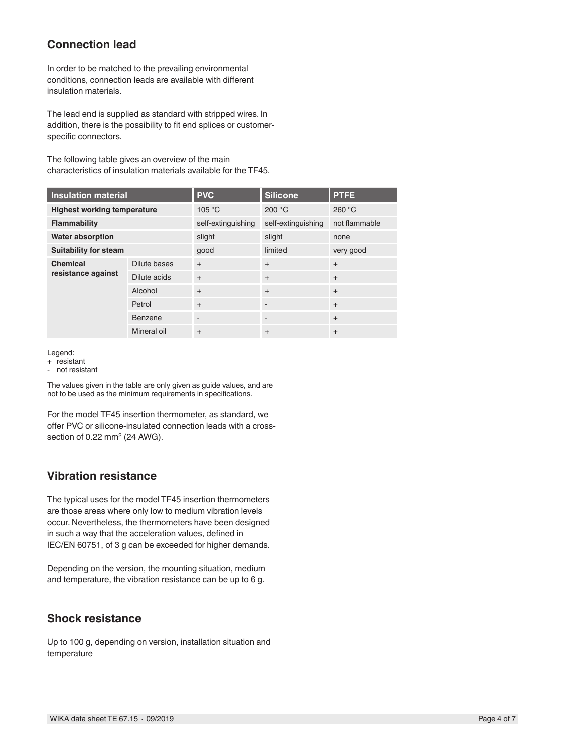## Connection lead

In order to be matched to the prevailing environmental conditions, connection leads are available with different insulation materials.

The lead end is supplied as standard with stripped wires. In addition, there is the possibility to fit end splices or customer-specific connectors.

The following table gives an overview of the main characteristics of insulation materials available for the TF45.

| Insulation material | | PVC | Silicone | PTFE |
|---|---|---|---|---|
| **Highest working temperature** | | 105 °C | 200 °C | 260 °C |
| **Flammability** | | self-extinguishing | self-extinguishing | not flammable |
| **Water absorption** | | slight | slight | none |
| **Suitability for steam** | | good | limited | very good |
| **Chemical resistance against** | Dilute bases | + | + | + |
| | Dilute acids | + | + | + |
| | Alcohol | + | + | + |
| | Petrol | + | - | + |
| | Benzene | - | - | + |
| | Mineral oil | + | + | + |

Legend:
+ resistant
- not resistant

The values given in the table are only given as guide values, and are not to be used as the minimum requirements in specifications.

For the model TF45 insertion thermometer, as standard, we offer PVC or silicone-insulated connection leads with a cross-section of 0.22 $mm^2$ (24 AWG).

## Vibration resistance

The typical uses for the model TF45 insertion thermometers are those areas where only low to medium vibration levels occur. Nevertheless, the thermometers have been designed in such a way that the acceleration values, defined in IEC/EN 60751, of 3 g can be exceeded for higher demands.

Depending on the version, the mounting situation, medium and temperature, the vibration resistance can be up to 6 g.

## Shock resistance

Up to 100 g, depending on version, installation situation and temperature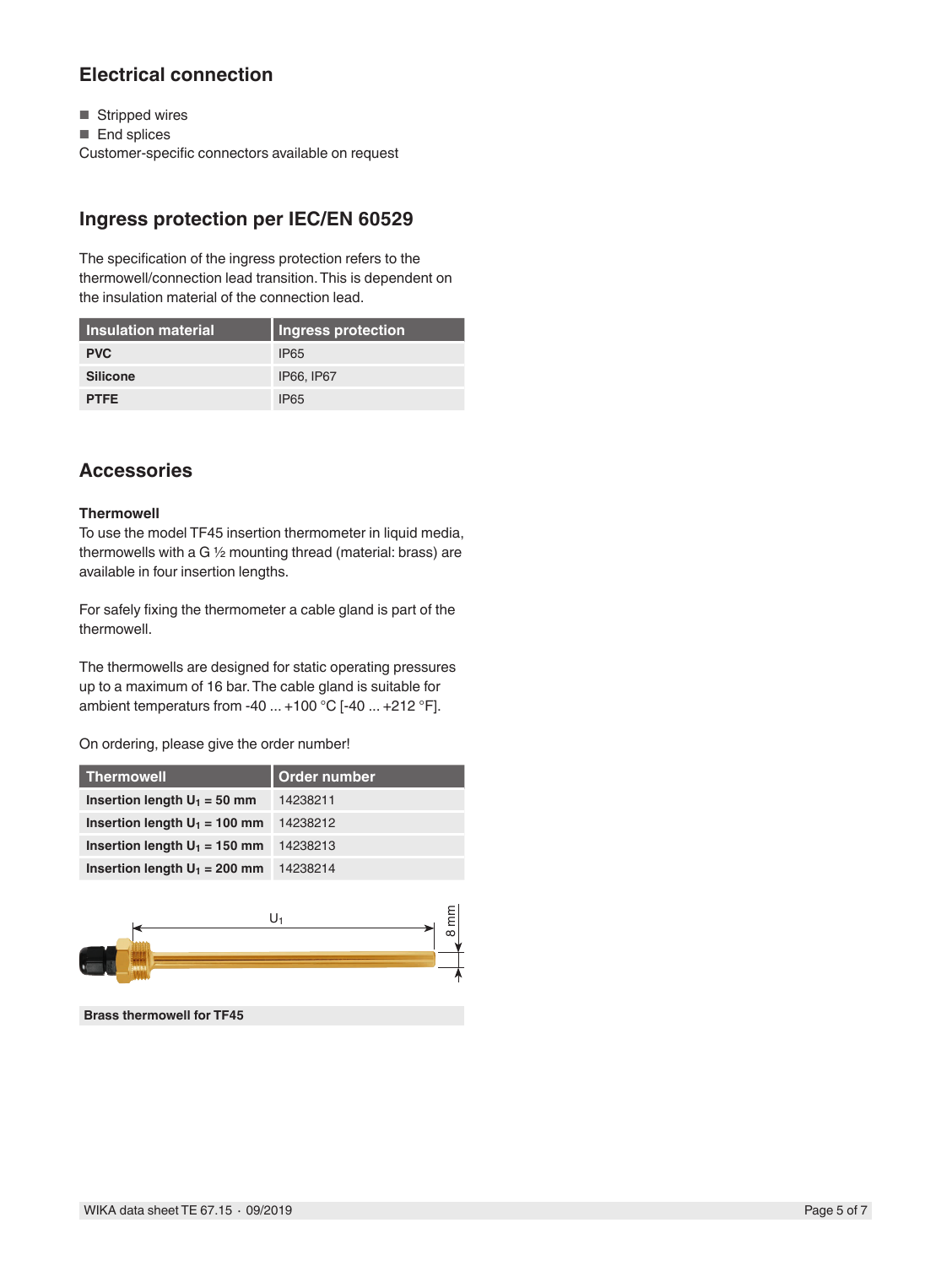## Electrical connection

- Stripped wires
- End splices

Customer-specific connectors available on request

## Ingress protection per IEC/EN 60529

The specification of the ingress protection refers to the thermowell/connection lead transition. This is dependent on the insulation material of the connection lead.

| Insulation material | Ingress protection |
|---|---|
| **PVC** | IP65 |
| **Silicone** | IP66, IP67 |
| **PTFE** | IP65 |

## Accessories

**Thermowell**

To use the model TF45 insertion thermometer in liquid media, thermowells with a G ½ mounting thread (material: brass) are available in four insertion lengths.

For safely fixing the thermometer a cable gland is part of the thermowell.

The thermowells are designed for static operating pressures up to a maximum of 16 bar. The cable gland is suitable for ambient temperaturs from -40 ... +100 °C [-40 ... +212 °F].

On ordering, please give the order number!

| Thermowell | Order number |
|---|---|
| **Insertion length $U_1$ = 50 mm** | 14238211 |
| **Insertion length $U_1$ = 100 mm** | 14238212 |
| **Insertion length $U_1$ = 150 mm** | 14238213 |
| **Insertion length $U_1$ = 200 mm** | 14238214 |

$U_1$

8 mm

**Brass thermowell for TF45**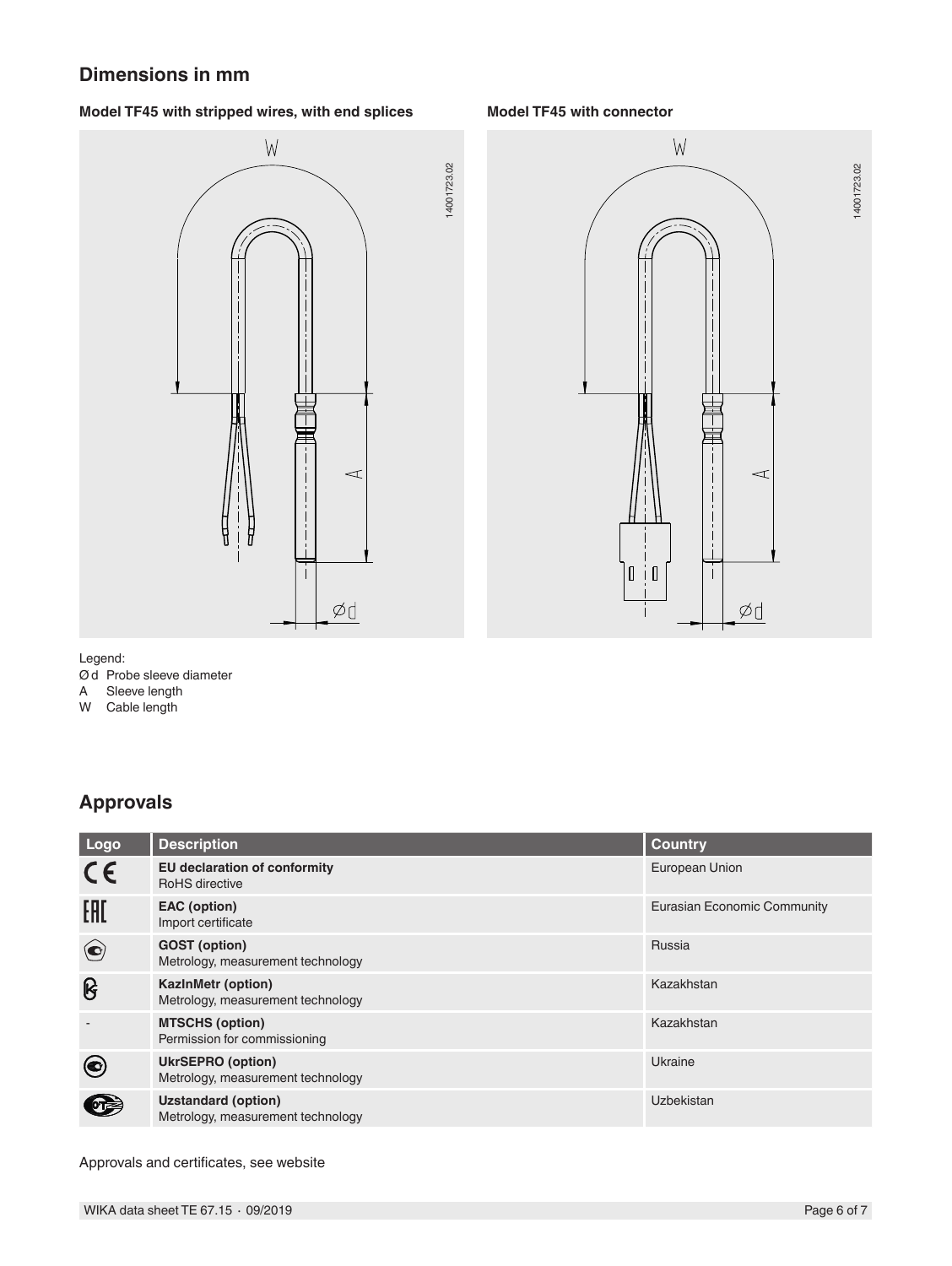## Dimensions in mm

**Model TF45 with stripped wires, with end splices**

**Model TF45 with connector**

Legend:
Ø d Probe sleeve diameter
A Sleeve length
W Cable length

## Approvals

| Logo | Description | Country |
|---|---|---|
| CE | **EU declaration of conformity**<br>RoHS directive | European Union |
| EAC | **EAC (option)**<br>Import certificate | Eurasian Economic Community |
| | **GOST (option)**<br>Metrology, measurement technology | Russia |
| | **KazInMetr (option)**<br>Metrology, measurement technology | Kazakhstan |
| - | **MTSCHS (option)**<br>Permission for commissioning | Kazakhstan |
| | **UkrSEPRO (option)**<br>Metrology, measurement technology | Ukraine |
| | **Uzstandard (option)**<br>Metrology, measurement technology | Uzbekistan |

Approvals and certificates, see website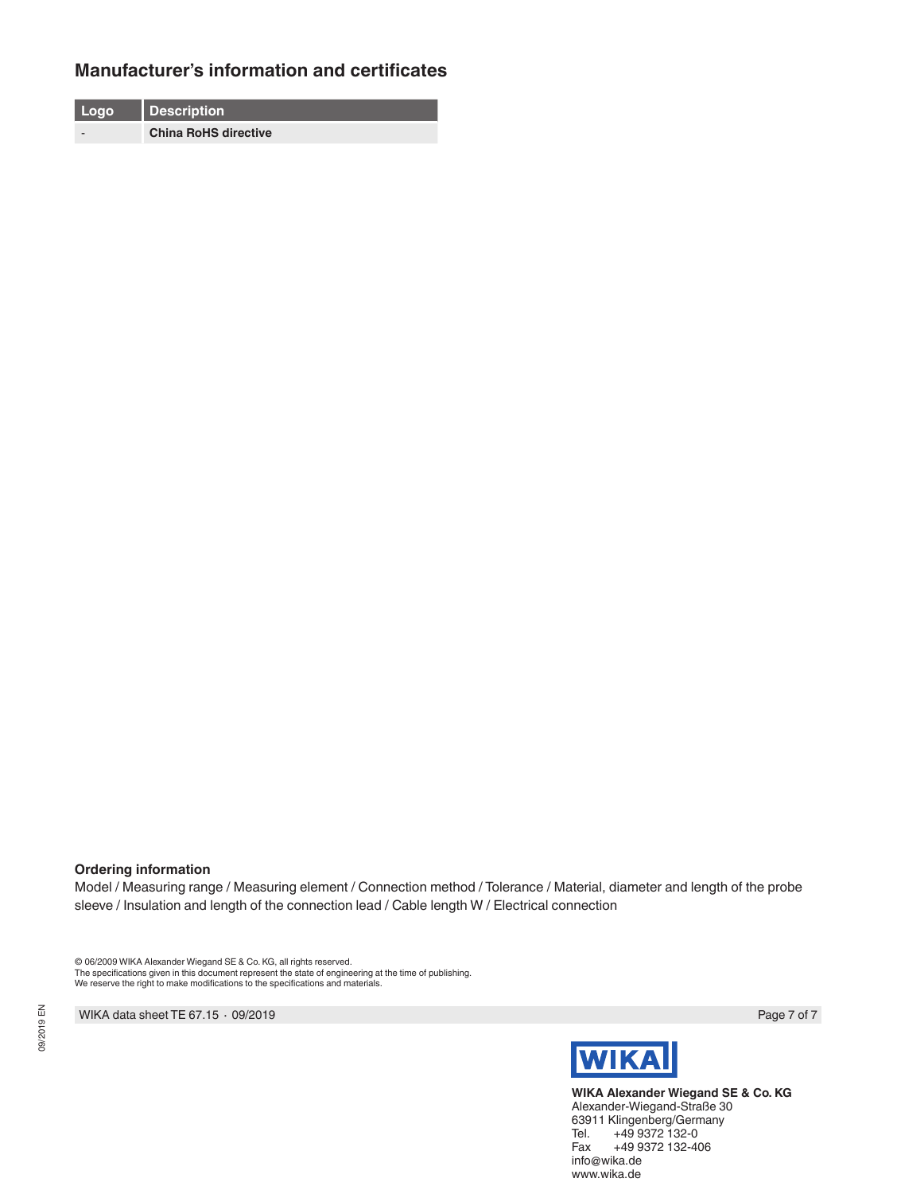## Manufacturer's information and certificates

| Logo | Description |
|---|---|
| - | **China RoHS directive** |

**Ordering information**

Model / Measuring range / Measuring element / Connection method / Tolerance / Material, diameter and length of the probe sleeve / Insulation and length of the connection lead / Cable length W / Electrical connection

© 06/2009 WIKA Alexander Wiegand SE & Co. KG, all rights reserved.
The specifications given in this document represent the state of engineering at the time of publishing.
We reserve the right to make modifications to the specifications and materials.

**WIKA Alexander Wiegand SE & Co. KG**
Alexander-Wiegand-Straße 30
63911 Klingenberg/Germany
Tel. +49 9372 132-0
Fax +49 9372 132-406
info@wika.de
www.wika.de